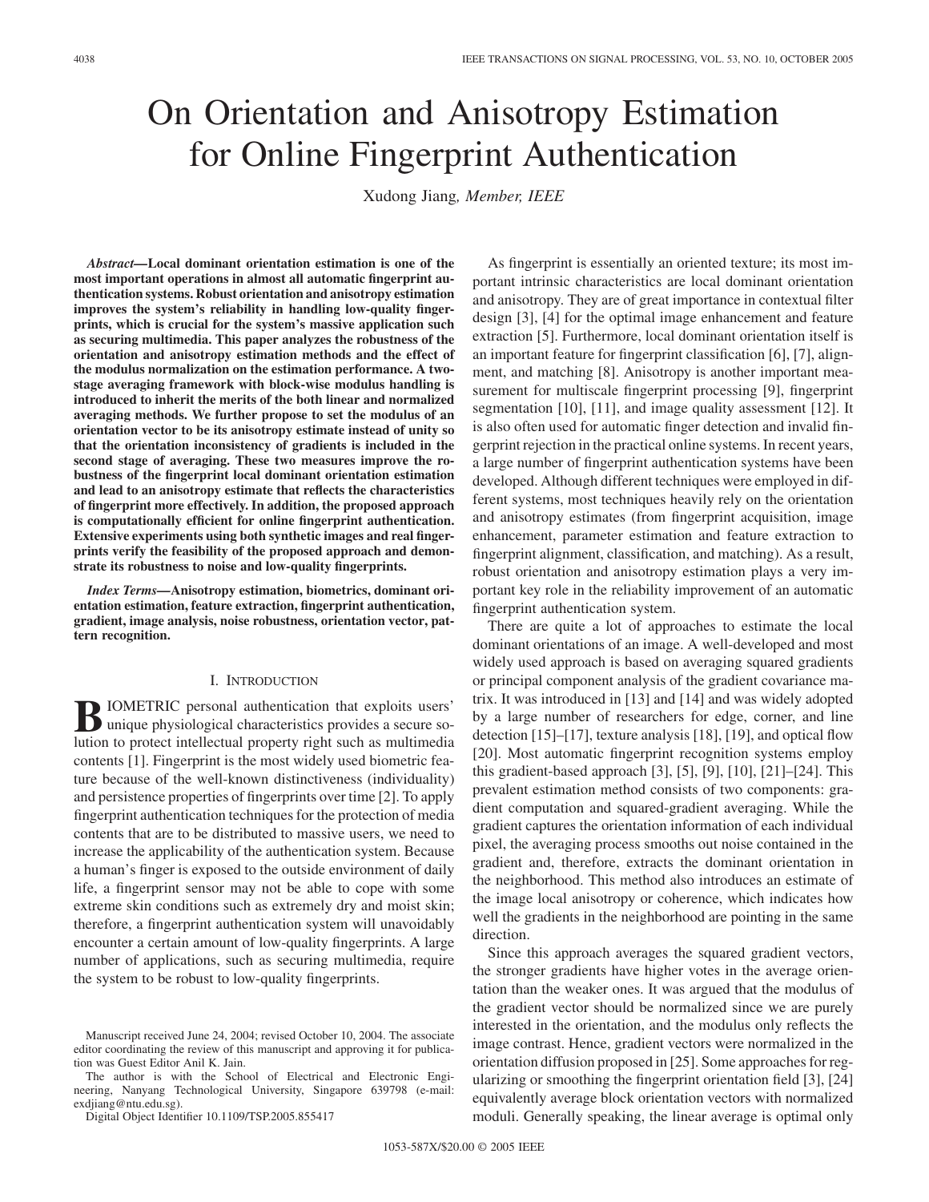# On Orientation and Anisotropy Estimation for Online Fingerprint Authentication

Xudong Jiang, *Member, IEEE*

***Abstract*—Local dominant orientation estimation is one of the most important operations in almost all automatic fingerprint authentication systems. Robust orientation and anisotropy estimation improves the system's reliability in handling low-quality fingerprints, which is crucial for the system's massive application such as securing multimedia. This paper analyzes the robustness of the orientation and anisotropy estimation methods and the effect of the modulus normalization on the estimation performance. A two-stage averaging framework with block-wise modulus handling is introduced to inherit the merits of the both linear and normalized averaging methods. We further propose to set the modulus of an orientation vector to be its anisotropy estimate instead of unity so that the orientation inconsistency of gradients is included in the second stage of averaging. These two measures improve the robustness of the fingerprint local dominant orientation estimation and lead to an anisotropy estimate that reflects the characteristics of fingerprint more effectively. In addition, the proposed approach is computationally efficient for online fingerprint authentication. Extensive experiments using both synthetic images and real fingerprints verify the feasibility of the proposed approach and demonstrate its robustness to noise and low-quality fingerprints.**

***Index Terms*—Anisotropy estimation, biometrics, dominant orientation estimation, feature extraction, fingerprint authentication, gradient, image analysis, noise robustness, orientation vector, pattern recognition.**

## I. Introduction

**B**IOMETRIC personal authentication that exploits users' unique physiological characteristics provides a secure solution to protect intellectual property right such as multimedia contents [1]. Fingerprint is the most widely used biometric feature because of the well-known distinctiveness (individuality) and persistence properties of fingerprints over time [2]. To apply fingerprint authentication techniques for the protection of media contents that are to be distributed to massive users, we need to increase the applicability of the authentication system. Because a human's finger is exposed to the outside environment of daily life, a fingerprint sensor may not be able to cope with some extreme skin conditions such as extremely dry and moist skin; therefore, a fingerprint authentication system will unavoidably encounter a certain amount of low-quality fingerprints. A large number of applications, such as securing multimedia, require the system to be robust to low-quality fingerprints.

As fingerprint is essentially an oriented texture; its most important intrinsic characteristics are local dominant orientation and anisotropy. They are of great importance in contextual filter design [3], [4] for the optimal image enhancement and feature extraction [5]. Furthermore, local dominant orientation itself is an important feature for fingerprint classification [6], [7], alignment, and matching [8]. Anisotropy is another important measurement for multiscale fingerprint processing [9], fingerprint segmentation [10], [11], and image quality assessment [12]. It is also often used for automatic finger detection and invalid fingerprint rejection in the practical online systems. In recent years, a large number of fingerprint authentication systems have been developed. Although different techniques were employed in different systems, most techniques heavily rely on the orientation and anisotropy estimates (from fingerprint acquisition, image enhancement, parameter estimation and feature extraction to fingerprint alignment, classification, and matching). As a result, robust orientation and anisotropy estimation plays a very important key role in the reliability improvement of an automatic fingerprint authentication system.

There are quite a lot of approaches to estimate the local dominant orientations of an image. A well-developed and most widely used approach is based on averaging squared gradients or principal component analysis of the gradient covariance matrix. It was introduced in [13] and [14] and was widely adopted by a large number of researchers for edge, corner, and line detection [15]–[17], texture analysis [18], [19], and optical flow [20]. Most automatic fingerprint recognition systems employ this gradient-based approach [3], [5], [9], [10], [21]–[24]. This prevalent estimation method consists of two components: gradient computation and squared-gradient averaging. While the gradient captures the orientation information of each individual pixel, the averaging process smooths out noise contained in the gradient and, therefore, extracts the dominant orientation in the neighborhood. This method also introduces an estimate of the image local anisotropy or coherence, which indicates how well the gradients in the neighborhood are pointing in the same direction.

Since this approach averages the squared gradient vectors, the stronger gradients have higher votes in the average orientation than the weaker ones. It was argued that the modulus of the gradient vector should be normalized since we are purely interested in the orientation, and the modulus only reflects the image contrast. Hence, gradient vectors were normalized in the orientation diffusion proposed in [25]. Some approaches for regularizing or smoothing the fingerprint orientation field [3], [24] equivalently average block orientation vectors with normalized moduli. Generally speaking, the linear average is optimal only

Manuscript received June 24, 2004; revised October 10, 2004. The associate editor coordinating the review of this manuscript and approving it for publication was Guest Editor Anil K. Jain.

The author is with the School of Electrical and Electronic Engineering, Nanyang Technological University, Singapore 639798 (e-mail: exdjiang@ntu.edu.sg).

Digital Object Identifier 10.1109/TSP.2005.855417

1053-587X/$20.00 © 2005 IEEE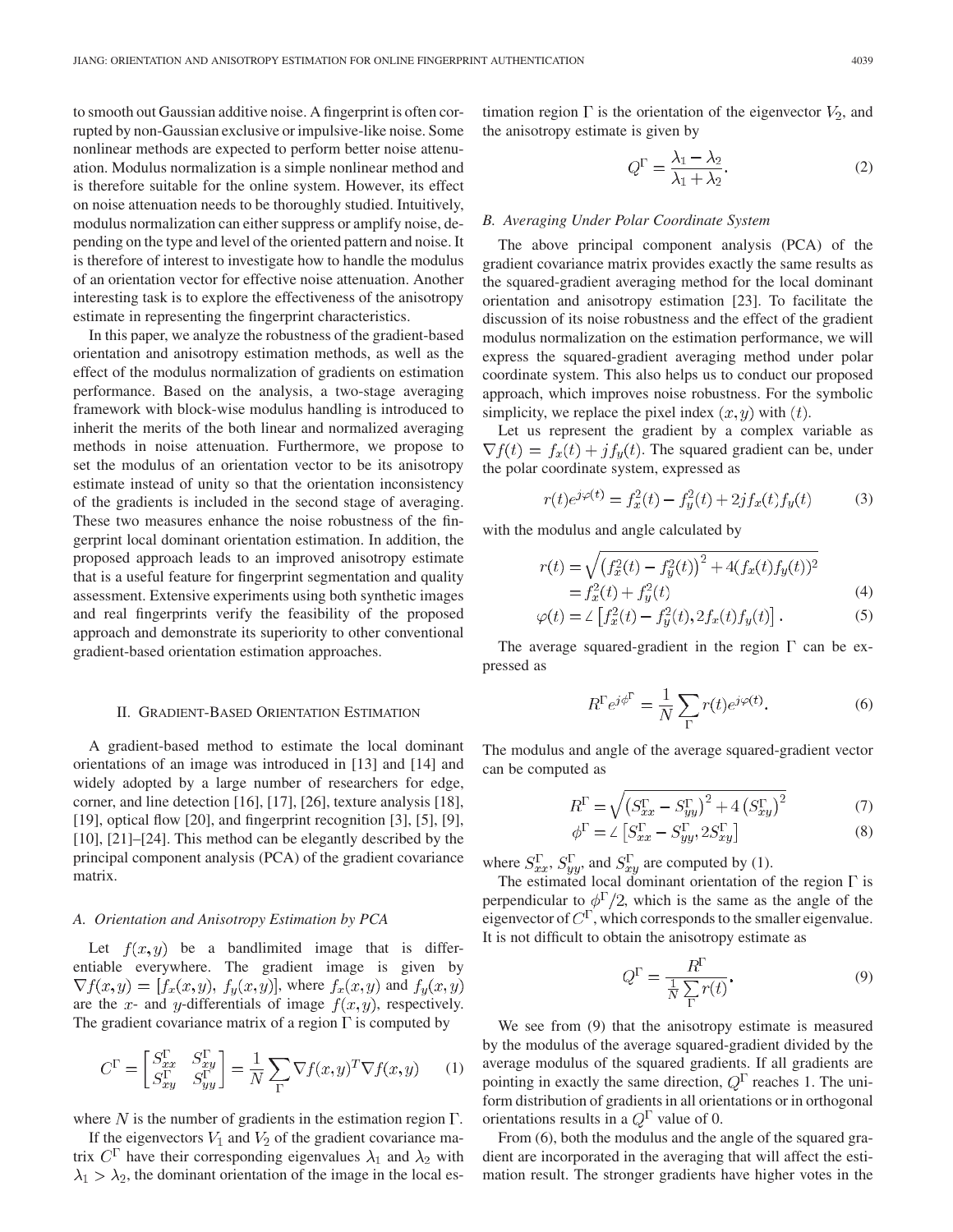to smooth out Gaussian additive noise. A fingerprint is often corrupted by non-Gaussian exclusive or impulsive-like noise. Some nonlinear methods are expected to perform better noise attenuation. Modulus normalization is a simple nonlinear method and is therefore suitable for the online system. However, its effect on noise attenuation needs to be thoroughly studied. Intuitively, modulus normalization can either suppress or amplify noise, depending on the type and level of the oriented pattern and noise. It is therefore of interest to investigate how to handle the modulus of an orientation vector for effective noise attenuation. Another interesting task is to explore the effectiveness of the anisotropy estimate in representing the fingerprint characteristics.

In this paper, we analyze the robustness of the gradient-based orientation and anisotropy estimation methods, as well as the effect of the modulus normalization of gradients on estimation performance. Based on the analysis, a two-stage averaging framework with block-wise modulus handling is introduced to inherit the merits of the both linear and normalized averaging methods in noise attenuation. Furthermore, we propose to set the modulus of an orientation vector to be its anisotropy estimate instead of unity so that the orientation inconsistency of the gradients is included in the second stage of averaging. These two measures enhance the noise robustness of the fingerprint local dominant orientation estimation. In addition, the proposed approach leads to an improved anisotropy estimate that is a useful feature for fingerprint segmentation and quality assessment. Extensive experiments using both synthetic images and real fingerprints verify the feasibility of the proposed approach and demonstrate its superiority to other conventional gradient-based orientation estimation approaches.

## II. Gradient-Based Orientation Estimation

A gradient-based method to estimate the local dominant orientations of an image was introduced in [13] and [14] and widely adopted by a large number of researchers for edge, corner, and line detection [16], [17], [26], texture analysis [18], [19], optical flow [20], and fingerprint recognition [3], [5], [9], [10], [21]–[24]. This method can be elegantly described by the principal component analysis (PCA) of the gradient covariance matrix.

### A. Orientation and Anisotropy Estimation by PCA

Let $f(x,y)$ be a bandlimited image that is differentiable everywhere. The gradient image is given by $\nabla f(x,y) = [f_x(x,y),\ f_y(x,y)]$, where $f_x(x,y)$ and $f_y(x,y)$ are the $x$- and $y$-differentials of image $f(x,y)$, respectively. The gradient covariance matrix of a region $\Gamma$ is computed by

$$C^{\Gamma} = \begin{bmatrix} S_{xx}^{\Gamma} & S_{xy}^{\Gamma} \\ S_{xy}^{\Gamma} & S_{yy}^{\Gamma} \end{bmatrix} = \frac{1}{N}\sum_{\Gamma} \nabla f(x,y)^T \nabla f(x,y) \tag{1}$$

where $N$ is the number of gradients in the estimation region $\Gamma$.

If the eigenvectors $V_1$ and $V_2$ of the gradient covariance matrix $C^{\Gamma}$ have their corresponding eigenvalues $\lambda_1$ and $\lambda_2$ with $\lambda_1 > \lambda_2$, the dominant orientation of the image in the local estimation region $\Gamma$ is the orientation of the eigenvector $V_2$, and the anisotropy estimate is given by

$$Q^{\Gamma} = \frac{\lambda_1 - \lambda_2}{\lambda_1 + \lambda_2}. \tag{2}$$

### B. Averaging Under Polar Coordinate System

The above principal component analysis (PCA) of the gradient covariance matrix provides exactly the same results as the squared-gradient averaging method for the local dominant orientation and anisotropy estimation [23]. To facilitate the discussion of its noise robustness and the effect of the gradient modulus normalization on the estimation performance, we will express the squared-gradient averaging method under polar coordinate system. This also helps us to conduct our proposed approach, which improves noise robustness. For the symbolic simplicity, we replace the pixel index $(x,y)$ with $(t)$.

Let us represent the gradient by a complex variable as $\nabla f(t) = f_x(t) + jf_y(t)$. The squared gradient can be, under the polar coordinate system, expressed as

$$r(t)e^{j\varphi(t)} = f_x^2(t) - f_y^2(t) + 2jf_x(t)f_y(t) \tag{3}$$

with the modulus and angle calculated by

$$r(t) = \sqrt{\left(f_x^2(t) - f_y^2(t)\right)^2 + 4(f_x(t)f_y(t))^2} = f_x^2(t) + f_y^2(t) \tag{4}$$

$$\varphi(t) = \angle\left[f_x^2(t) - f_y^2(t), 2f_x(t)f_y(t)\right]. \tag{5}$$

The average squared-gradient in the region $\Gamma$ can be expressed as

$$R^{\Gamma}e^{j\phi^{\Gamma}} = \frac{1}{N}\sum_{\Gamma} r(t)e^{j\varphi(t)}. \tag{6}$$

The modulus and angle of the average squared-gradient vector can be computed as

$$R^{\Gamma} = \sqrt{\left(S_{xx}^{\Gamma} - S_{yy}^{\Gamma}\right)^2 + 4\left(S_{xy}^{\Gamma}\right)^2} \tag{7}$$

$$\phi^{\Gamma} = \angle\left[S_{xx}^{\Gamma} - S_{yy}^{\Gamma}, 2S_{xy}^{\Gamma}\right] \tag{8}$$

where $S_{xx}^{\Gamma}$, $S_{yy}^{\Gamma}$, and $S_{xy}^{\Gamma}$ are computed by (1).

The estimated local dominant orientation of the region $\Gamma$ is perpendicular to $\phi^{\Gamma}/2$, which is the same as the angle of the eigenvector of $C^{\Gamma}$, which corresponds to the smaller eigenvalue. It is not difficult to obtain the anisotropy estimate as

$$Q^{\Gamma} = \frac{R^{\Gamma}}{\frac{1}{N}\sum_{\Gamma} r(t)}. \tag{9}$$

We see from (9) that the anisotropy estimate is measured by the modulus of the average squared-gradient divided by the average modulus of the squared gradients. If all gradients are pointing in exactly the same direction, $Q^{\Gamma}$ reaches 1. The uniform distribution of gradients in all orientations or in orthogonal orientations results in a $Q^{\Gamma}$ value of 0.

From (6), both the modulus and the angle of the squared gradient are incorporated in the averaging that will affect the estimation result. The stronger gradients have higher votes in the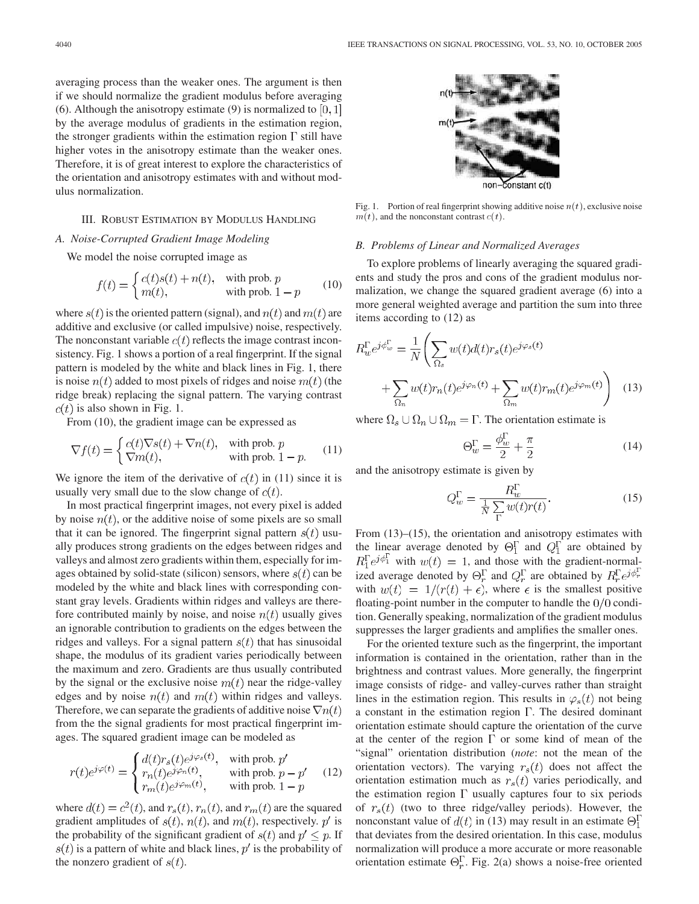averaging process than the weaker ones. The argument is then if we should normalize the gradient modulus before averaging (6). Although the anisotropy estimate (9) is normalized to $[0, 1]$ by the average modulus of gradients in the estimation region, the stronger gradients within the estimation region $\Gamma$ still have higher votes in the anisotropy estimate than the weaker ones. Therefore, it is of great interest to explore the characteristics of the orientation and anisotropy estimates with and without modulus normalization.

## III. Robust Estimation by Modulus Handling

### A. Noise-Corrupted Gradient Image Modeling

We model the noise corrupted image as

$$f(t) = \begin{cases} c(t)s(t) + n(t), & \text{with prob. } p \\ m(t), & \text{with prob. } 1-p \end{cases} \tag{10}$$

where $s(t)$ is the oriented pattern (signal), and $n(t)$ and $m(t)$ are additive and exclusive (or called impulsive) noise, respectively. The nonconstant variable $c(t)$ reflects the image contrast inconsistency. Fig. 1 shows a portion of a real fingerprint. If the signal pattern is modeled by the white and black lines in Fig. 1, there is noise $n(t)$ added to most pixels of ridges and noise $m(t)$ (the ridge break) replacing the signal pattern. The varying contrast $c(t)$ is also shown in Fig. 1.

From (10), the gradient image can be expressed as

$$\nabla f(t) = \begin{cases} c(t)\nabla s(t) + \nabla n(t), & \text{with prob. } p \\ \nabla m(t), & \text{with prob. } 1-p. \end{cases} \tag{11}$$

We ignore the item of the derivative of $c(t)$ in (11) since it is usually very small due to the slow change of $c(t)$.

In most practical fingerprint images, not every pixel is added by noise $n(t)$, or the additive noise of some pixels are so small that it can be ignored. The fingerprint signal pattern $s(t)$ usually produces strong gradients on the edges between ridges and valleys and almost zero gradients within them, especially for images obtained by solid-state (silicon) sensors, where $s(t)$ can be modeled by the white and black lines with corresponding constant gray levels. Gradients within ridges and valleys are therefore contributed mainly by noise, and noise $n(t)$ usually gives an ignorable contribution to gradients on the edges between the ridges and valleys. For a signal pattern $s(t)$ that has sinusoidal shape, the modulus of its gradient varies periodically between the maximum and zero. Gradients are thus usually contributed by the signal or the exclusive noise $m(t)$ near the ridge-valley edges and by noise $n(t)$ and $m(t)$ within ridges and valleys. Therefore, we can separate the gradients of additive noise $\nabla n(t)$ from the the signal gradients for most practical fingerprint images. The squared gradient image can be modeled as

$$r(t)e^{j\varphi(t)} = \begin{cases} d(t)r_s(t)e^{j\varphi_s(t)}, & \text{with prob. } p' \\ r_n(t)e^{j\varphi_n(t)}, & \text{with prob. } p-p' \\ r_m(t)e^{j\varphi_m(t)}, & \text{with prob. } 1-p \end{cases} \tag{12}$$

where $d(t) = c^2(t)$, and $r_s(t)$, $r_n(t)$, and $r_m(t)$ are the squared gradient amplitudes of $s(t)$, $n(t)$, and $m(t)$, respectively. $p'$ is the probability of the significant gradient of $s(t)$ and $p' \leq p$. If $s(t)$ is a pattern of white and black lines, $p'$ is the probability of the nonzero gradient of $s(t)$.

Fig. 1. Portion of real fingerprint showing additive noise $n(t)$, exclusive noise $m(t)$, and the nonconstant contrast $c(t)$.

### B. Problems of Linear and Normalized Averages

To explore problems of linearly averaging the squared gradients and study the pros and cons of the gradient modulus normalization, we change the squared gradient average (6) into a more general weighted average and partition the sum into three items according to (12) as

$$R_w^\Gamma e^{j\phi_w^\Gamma} = \frac{1}{N}\left(\sum_{\Omega_s} w(t)d(t)r_s(t)e^{j\varphi_s(t)} + \sum_{\Omega_n} w(t)r_n(t)e^{j\varphi_n(t)} + \sum_{\Omega_m} w(t)r_m(t)e^{j\varphi_m(t)}\right) \tag{13}$$

where $\Omega_s \cup \Omega_n \cup \Omega_m = \Gamma$. The orientation estimate is

$$\Theta_w^\Gamma = \frac{\phi_w^\Gamma}{2} + \frac{\pi}{2} \tag{14}$$

and the anisotropy estimate is given by

$$Q_w^\Gamma = \frac{R_w^\Gamma}{\frac{1}{N}\sum\limits_{\Gamma} w(t)r(t)}. \tag{15}$$

From (13)–(15), the orientation and anisotropy estimates with the linear average denoted by $\Theta_1^\Gamma$ and $Q_1^\Gamma$ are obtained by $R_1^\Gamma e^{j\phi_1^\Gamma}$ with $w(t) = 1$, and those with the gradient-normalized average denoted by $\Theta_r^\Gamma$ and $Q_r^\Gamma$ are obtained by $R_r^\Gamma e^{j\phi_r^\Gamma}$ with $w(t) = 1/(r(t) + \epsilon)$, where $\epsilon$ is the smallest positive floating-point number in the computer to handle the $0/0$ condition. Generally speaking, normalization of the gradient modulus suppresses the larger gradients and amplifies the smaller ones.

For the oriented texture such as the fingerprint, the important information is contained in the orientation, rather than in the brightness and contrast values. More generally, the fingerprint image consists of ridge- and valley-curves rather than straight lines in the estimation region. This results in $\varphi_s(t)$ not being a constant in the estimation region $\Gamma$. The desired dominant orientation estimate should capture the orientation of the curve at the center of the region $\Gamma$ or some kind of mean of the "signal" orientation distribution (*note*: not the mean of the orientation vectors). The varying $r_s(t)$ does not affect the orientation estimation much as $r_s(t)$ varies periodically, and the estimation region $\Gamma$ usually captures four to six periods of $r_s(t)$ (two to three ridge/valley periods). However, the nonconstant value of $d(t)$ in (13) may result in an estimate $\Theta_1^\Gamma$ that deviates from the desired orientation. In this case, modulus normalization will produce a more accurate or more reasonable orientation estimate $\Theta_r^\Gamma$. Fig. 2(a) shows a noise-free oriented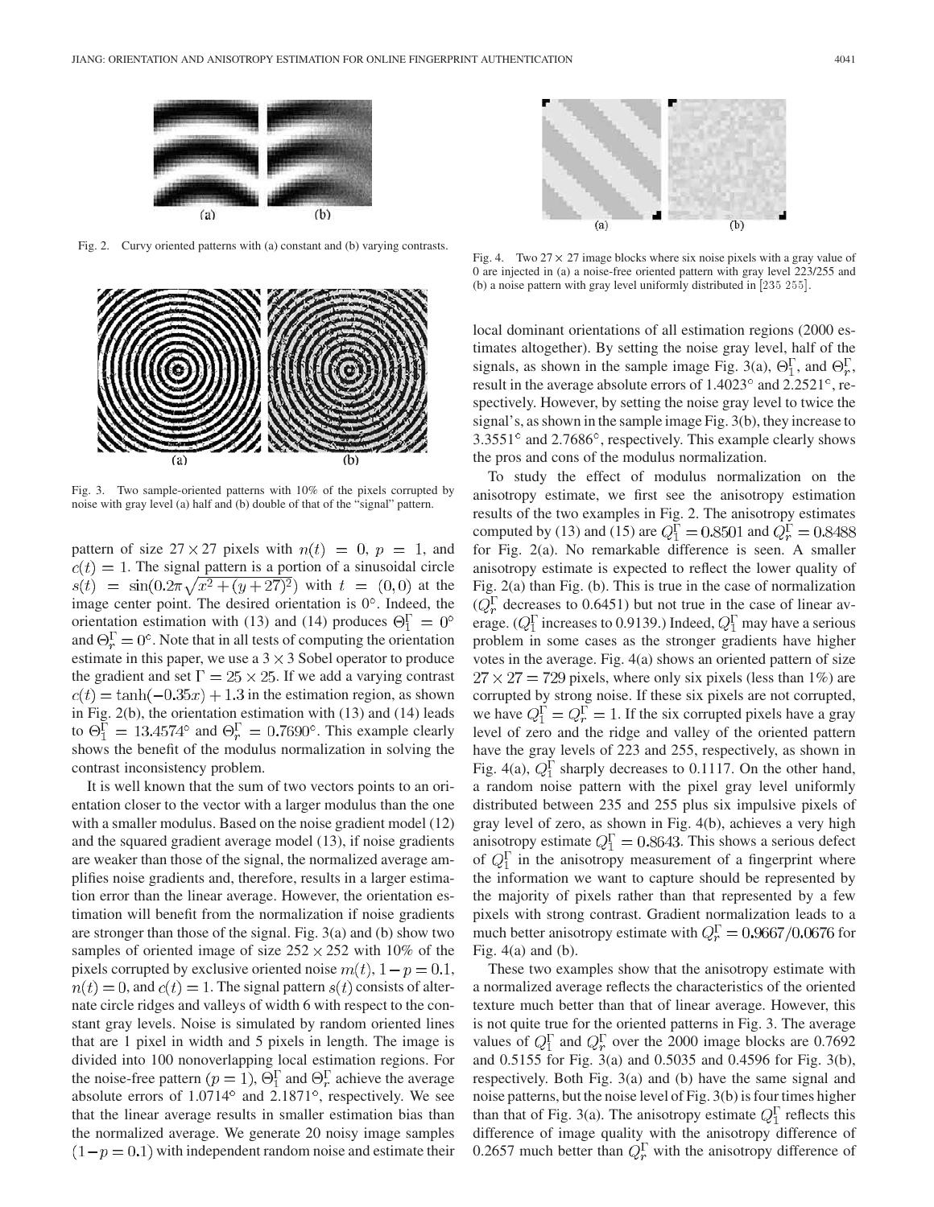Fig. 2. Curvy oriented patterns with (a) constant and (b) varying contrasts.

Fig. 3. Two sample-oriented patterns with 10% of the pixels corrupted by noise with gray level (a) half and (b) double of that of the "signal" pattern.

Fig. 4. Two $27 \times 27$ image blocks where six noise pixels with a gray value of 0 are injected in (a) a noise-free oriented pattern with gray level 223/255 and (b) a noise pattern with gray level uniformly distributed in [235 255].

pattern of size $27 \times 27$ pixels with $n(t) = 0$, $p = 1$, and $c(t) = 1$. The signal pattern is a portion of a sinusoidal circle $s(t) = \sin(0.2\pi\sqrt{x^2 + (y+27)^2})$ with $t = (0,0)$ at the image center point. The desired orientation is $0^\circ$. Indeed, the orientation estimation with (13) and (14) produces $\Theta_1^\Gamma = 0^\circ$ and $\Theta_r^\Gamma = 0^\circ$. Note that in all tests of computing the orientation estimate in this paper, we use a $3 \times 3$ Sobel operator to produce the gradient and set $\Gamma = 25 \times 25$. If we add a varying contrast $c(t) = \tanh(-0.35x) + 1.3$ in the estimation region, as shown in Fig. 2(b), the orientation estimation with (13) and (14) leads to $\Theta_1^\Gamma = 13.4574^\circ$ and $\Theta_r^\Gamma = 0.7690^\circ$. This example clearly shows the benefit of the modulus normalization in solving the contrast inconsistency problem.

It is well known that the sum of two vectors points to an orientation closer to the vector with a larger modulus than the one with a smaller modulus. Based on the noise gradient model (12) and the squared gradient average model (13), if noise gradients are weaker than those of the signal, the normalized average amplifies noise gradients and, therefore, results in a larger estimation error than the linear average. However, the orientation estimation will benefit from the normalization if noise gradients are stronger than those of the signal. Fig. 3(a) and (b) show two samples of oriented image of size $252 \times 252$ with 10% of the pixels corrupted by exclusive oriented noise $m(t)$, $1 - p = 0.1$, $n(t) = 0$, and $c(t) = 1$. The signal pattern $s(t)$ consists of alternate circle ridges and valleys of width 6 with respect to the constant gray levels. Noise is simulated by random oriented lines that are 1 pixel in width and 5 pixels in length. The image is divided into 100 nonoverlapping local estimation regions. For the noise-free pattern ($p = 1$), $\Theta_1^\Gamma$ and $\Theta_r^\Gamma$ achieve the average absolute errors of $1.0714^\circ$ and $2.1871^\circ$, respectively. We see that the linear average results in smaller estimation bias than the normalized average. We generate 20 noisy image samples $(1 - p = 0.1)$ with independent random noise and estimate their local dominant orientations of all estimation regions (2000 estimates altogether). By setting the noise gray level, half of the signals, as shown in the sample image Fig. 3(a), $\Theta_1^\Gamma$, and $\Theta_r^\Gamma$, result in the average absolute errors of $1.4023^\circ$ and $2.2521^\circ$, respectively. However, by setting the noise gray level to twice the signal's, as shown in the sample image Fig. 3(b), they increase to $3.3551^\circ$ and $2.7686^\circ$, respectively. This example clearly shows the pros and cons of the modulus normalization.

To study the effect of modulus normalization on the anisotropy estimate, we first see the anisotropy estimation results of the two examples in Fig. 2. The anisotropy estimates computed by (13) and (15) are $Q_1^\Gamma = 0.8501$ and $Q_r^\Gamma = 0.8488$ for Fig. 2(a). No remarkable difference is seen. A smaller anisotropy estimate is expected to reflect the lower quality of Fig. 2(a) than Fig. (b). This is true in the case of normalization ($Q_r^\Gamma$ decreases to 0.6451) but not true in the case of linear average. ($Q_1^\Gamma$ increases to 0.9139.) Indeed, $Q_1^\Gamma$ may have a serious problem in some cases as the stronger gradients have higher votes in the average. Fig. 4(a) shows an oriented pattern of size $27 \times 27 = 729$ pixels, where only six pixels (less than 1%) are corrupted by strong noise. If these six pixels are not corrupted, we have $Q_1^\Gamma = Q_r^\Gamma = 1$. If the six corrupted pixels have a gray level of zero and the ridge and valley of the oriented pattern have the gray levels of 223 and 255, respectively, as shown in Fig. 4(a), $Q_1^\Gamma$ sharply decreases to 0.1117. On the other hand, a random noise pattern with the pixel gray level uniformly distributed between 235 and 255 plus six impulsive pixels of gray level of zero, as shown in Fig. 4(b), achieves a very high anisotropy estimate $Q_1^\Gamma = 0.8643$. This shows a serious defect of $Q_1^\Gamma$ in the anisotropy measurement of a fingerprint where the information we want to capture should be represented by the majority of pixels rather than that represented by a few pixels with strong contrast. Gradient normalization leads to a much better anisotropy estimate with $Q_r^\Gamma = 0.9667/0.0676$ for Fig. 4(a) and (b).

These two examples show that the anisotropy estimate with a normalized average reflects the characteristics of the oriented texture much better than that of linear average. However, this is not quite true for the oriented patterns in Fig. 3. The average values of $Q_1^\Gamma$ and $Q_r^\Gamma$ over the 2000 image blocks are 0.7692 and 0.5155 for Fig. 3(a) and 0.5035 and 0.4596 for Fig. 3(b), respectively. Both Fig. 3(a) and (b) have the same signal and noise patterns, but the noise level of Fig. 3(b) is four times higher than that of Fig. 3(a). The anisotropy estimate $Q_1^\Gamma$ reflects this difference of image quality with the anisotropy difference of 0.2657 much better than $Q_r^\Gamma$ with the anisotropy difference of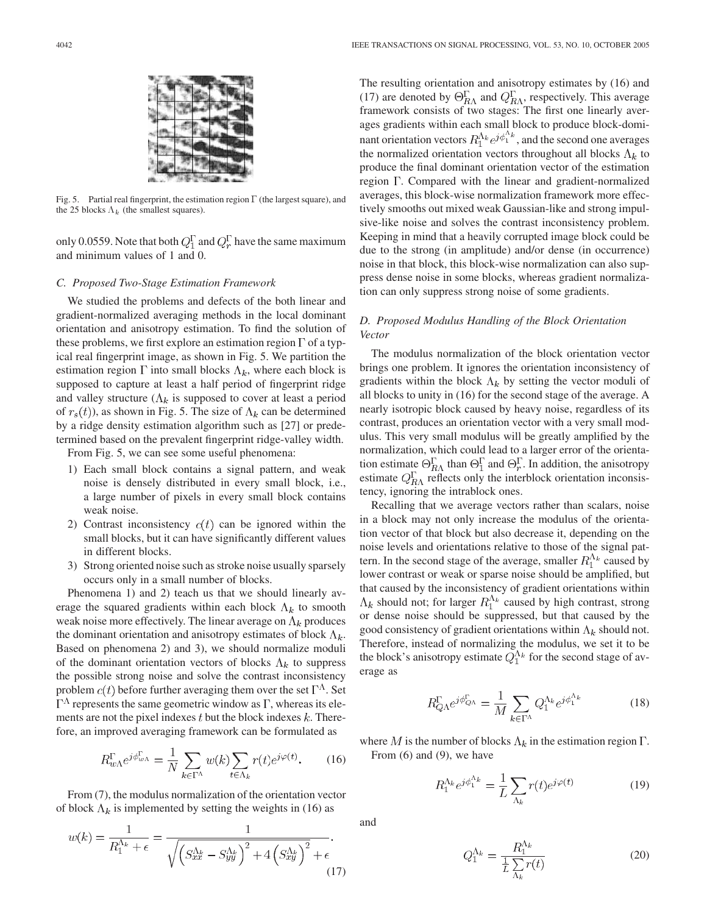Fig. 5. Partial real fingerprint, the estimation region $\Gamma$ (the largest square), and the 25 blocks $\Lambda_k$ (the smallest squares).

only 0.0559. Note that both $Q_1^\Gamma$ and $Q_r^\Gamma$ have the same maximum and minimum values of 1 and 0.

### C. Proposed Two-Stage Estimation Framework

We studied the problems and defects of the both linear and gradient-normalized averaging methods in the local dominant orientation and anisotropy estimation. To find the solution of these problems, we first explore an estimation region $\Gamma$ of a typical real fingerprint image, as shown in Fig. 5. We partition the estimation region $\Gamma$ into small blocks $\Lambda_k$, where each block is supposed to capture at least a half period of fingerprint ridge and valley structure ($\Lambda_k$ is supposed to cover at least a period of $r_s(t)$), as shown in Fig. 5. The size of $\Lambda_k$ can be determined by a ridge density estimation algorithm such as [27] or predetermined based on the prevalent fingerprint ridge-valley width.

From Fig. 5, we can see some useful phenomena:

1) Each small block contains a signal pattern, and weak noise is densely distributed in every small block, i.e., a large number of pixels in every small block contains weak noise.
2) Contrast inconsistency $c(t)$ can be ignored within the small blocks, but it can have significantly different values in different blocks.
3) Strong oriented noise such as stroke noise usually sparsely occurs only in a small number of blocks.

Phenomena 1) and 2) teach us that we should linearly average the squared gradients within each block $\Lambda_k$ to smooth weak noise more effectively. The linear average on $\Lambda_k$ produces the dominant orientation and anisotropy estimates of block $\Lambda_k$. Based on phenomena 2) and 3), we should normalize moduli of the dominant orientation vectors of blocks $\Lambda_k$ to suppress the possible strong noise and solve the contrast inconsistency problem $c(t)$ before further averaging them over the set $\Gamma^\Lambda$. Set $\Gamma^\Lambda$ represents the same geometric window as $\Gamma$, whereas its elements are not the pixel indexes $t$ but the block indexes $k$. Therefore, an improved averaging framework can be formulated as

$$R_{w\Lambda}^\Gamma e^{j\phi_{w\Lambda}^\Gamma} = \frac{1}{N}\sum_{k\in\Gamma^\Lambda} w(k) \sum_{t\in\Lambda_k} r(t)e^{j\varphi(t)}. \tag{16}$$

From (7), the modulus normalization of the orientation vector of block $\Lambda_k$ is implemented by setting the weights in (16) as

$$w(k) = \frac{1}{R_1^{\Lambda_k}+\epsilon} = \frac{1}{\sqrt{\left(S_{xx}^{\Lambda_k}-S_{yy}^{\Lambda_k}\right)^2+4\left(S_{xy}^{\Lambda_k}\right)^2}+\epsilon}. \tag{17}$$

The resulting orientation and anisotropy estimates by (16) and (17) are denoted by $\Theta_{R\Lambda}^\Gamma$ and $Q_{R\Lambda}^\Gamma$, respectively. This average framework consists of two stages: The first one linearly averages gradients within each small block to produce block-dominant orientation vectors $R_1^{\Lambda_k}e^{j\phi_1^{\Lambda_k}}$, and the second one averages the normalized orientation vectors throughout all blocks $\Lambda_k$ to produce the final dominant orientation vector of the estimation region $\Gamma$. Compared with the linear and gradient-normalized averages, this block-wise normalization framework more effectively smooths out mixed weak Gaussian-like and strong impulsive-like noise and solves the contrast inconsistency problem. Keeping in mind that a heavily corrupted image block could be due to the strong (in amplitude) and/or dense (in occurrence) noise in that block, this block-wise normalization can also suppress dense noise in some blocks, whereas gradient normalization can only suppress strong noise of some gradients.

### D. Proposed Modulus Handling of the Block Orientation Vector

The modulus normalization of the block orientation vector brings one problem. It ignores the orientation inconsistency of gradients within the block $\Lambda_k$ by setting the vector moduli of all blocks to unity in (16) for the second stage of the average. A nearly isotropic block caused by heavy noise, regardless of its contrast, produces an orientation vector with a very small modulus. This very small modulus will be greatly amplified by the normalization, which could lead to a larger error of the orientation estimate $\Theta_{R\Lambda}^\Gamma$ than $\Theta_1^\Gamma$ and $\Theta_r^\Gamma$. In addition, the anisotropy estimate $Q_{R\Lambda}^\Gamma$ reflects only the interblock orientation inconsistency, ignoring the intrablock ones.

Recalling that we average vectors rather than scalars, noise in a block may not only increase the modulus of the orientation vector of that block but also decrease it, depending on the noise levels and orientations relative to those of the signal pattern. In the second stage of the average, smaller $R_1^{\Lambda_k}$ caused by lower contrast or weak or sparse noise should be amplified, but that caused by the inconsistency of gradient orientations within $\Lambda_k$ should not; for larger $R_1^{\Lambda_k}$ caused by high contrast, strong or dense noise should be suppressed, but that caused by the good consistency of gradient orientations within $\Lambda_k$ should not. Therefore, instead of normalizing the modulus, we set it to be the block's anisotropy estimate $Q_1^{\Lambda_k}$ for the second stage of average as

$$R_{Q\Lambda}^\Gamma e^{j\phi_{Q\Lambda}^\Gamma} = \frac{1}{M}\sum_{k\in\Gamma^\Lambda} Q_1^{\Lambda_k}e^{j\phi_1^{\Lambda_k}} \tag{18}$$

where $M$ is the number of blocks $\Lambda_k$ in the estimation region $\Gamma$.

From (6) and (9), we have

$$R_1^{\Lambda_k}e^{j\phi_1^{\Lambda_k}} = \frac{1}{L}\sum_{\Lambda_k} r(t)e^{j\varphi(t)} \tag{19}$$

and

$$Q_1^{\Lambda_k} = \frac{R_1^{\Lambda_k}}{\frac{1}{L}\sum_{\Lambda_k} r(t)} \tag{20}$$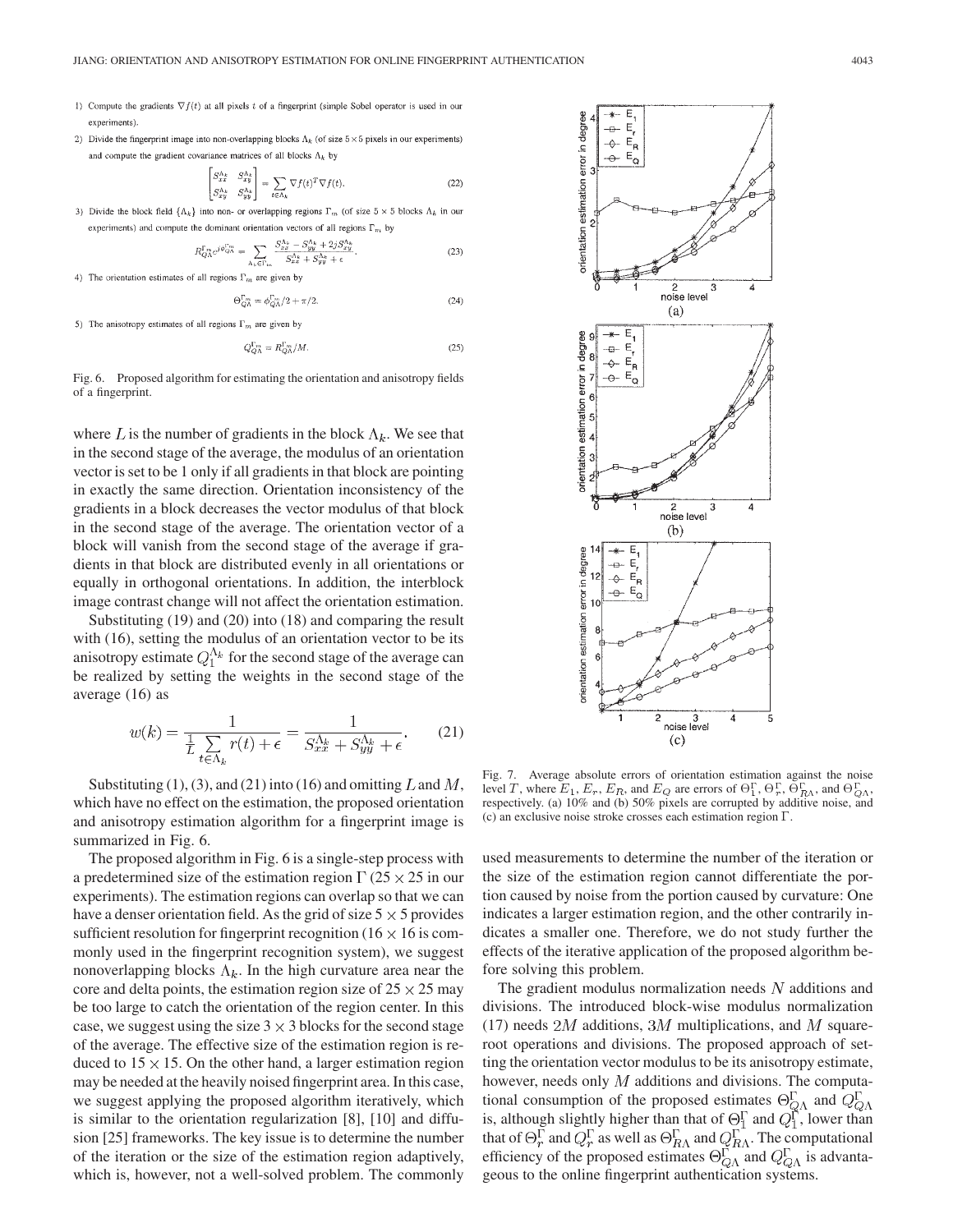1) Compute the gradients $\nabla f(t)$ at all pixels $t$ of a fingerprint (simple Sobel operator is used in our experiments).

2) Divide the fingerprint image into non-overlapping blocks $\Lambda_k$ (of size $5\times5$ pixels in our experiments) and compute the gradient covariance matrices of all blocks $\Lambda_k$ by

$$\begin{bmatrix} S_{xx}^{\Lambda_k} & S_{xy}^{\Lambda_k} \\ S_{xy}^{\Lambda_k} & S_{yy}^{\Lambda_k} \end{bmatrix} = \sum_{t\in\Lambda_k} \nabla f(t)^T \nabla f(t). \tag{22}$$

3) Divide the block field $\{\Lambda_k\}$ into non- or overlapping regions $\Gamma_m$ (of size $5\times5$ blocks $\Lambda_k$ in our experiments) and compute the dominant orientation vectors of all regions $\Gamma_m$ by

$$R_{Q\Lambda}^{\Gamma_m} e^{j\phi_{Q\Lambda}^{\Gamma_m}} = \sum_{\Lambda_k\in\Gamma_m} \frac{S_{xx}^{\Lambda_k} - S_{yy}^{\Lambda_k} + 2jS_{xy}^{\Lambda_k}}{S_{xx}^{\Lambda_k} + S_{yy}^{\Lambda_k} + \epsilon}. \tag{23}$$

4) The orientation estimates of all regions $\Gamma_m$ are given by

$$\Theta_{Q\Lambda}^{\Gamma_m} = \phi_{Q\Lambda}^{\Gamma_m}/2 + \pi/2. \tag{24}$$

5) The anisotropy estimates of all regions $\Gamma_m$ are given by

$$Q_{Q\Lambda}^{\Gamma_m} = R_{Q\Lambda}^{\Gamma_m}/M. \tag{25}$$

Fig. 6. Proposed algorithm for estimating the orientation and anisotropy fields of a fingerprint.

where $L$ is the number of gradients in the block $\Lambda_k$. We see that in the second stage of the average, the modulus of an orientation vector is set to be 1 only if all gradients in that block are pointing in exactly the same direction. Orientation inconsistency of the gradients in a block decreases the vector modulus of that block in the second stage of the average. The orientation vector of a block will vanish from the second stage of the average if gradients in that block are distributed evenly in all orientations or equally in orthogonal orientations. In addition, the interblock image contrast change will not affect the orientation estimation.

Substituting (19) and (20) into (18) and comparing the result with (16), setting the modulus of an orientation vector to be its anisotropy estimate $Q_1^{\Lambda_k}$ for the second stage of the average can be realized by setting the weights in the second stage of the average (16) as

$$w(k) = \frac{1}{\frac{1}{L}\sum_{t\in\Lambda_k} r(t) + \epsilon} = \frac{1}{S_{xx}^{\Lambda_k} + S_{yy}^{\Lambda_k} + \epsilon}. \tag{21}$$

Substituting (1), (3), and (21) into (16) and omitting $L$ and $M$, which have no effect on the estimation, the proposed orientation and anisotropy estimation algorithm for a fingerprint image is summarized in Fig. 6.

The proposed algorithm in Fig. 6 is a single-step process with a predetermined size of the estimation region $\Gamma$ ($25\times25$ in our experiments). The estimation regions can overlap so that we can have a denser orientation field. As the grid of size $5\times5$ provides sufficient resolution for fingerprint recognition ($16\times16$ is commonly used in the fingerprint recognition system), we suggest nonoverlapping blocks $\Lambda_k$. In the high curvature area near the core and delta points, the estimation region size of $25\times25$ may be too large to catch the orientation of the region center. In this case, we suggest using the size $3\times3$ blocks for the second stage of the average. The effective size of the estimation region is reduced to $15\times15$. On the other hand, a larger estimation region may be needed at the heavily noised fingerprint area. In this case, we suggest applying the proposed algorithm iteratively, which is similar to the orientation regularization [8], [10] and diffusion [25] frameworks. The key issue is to determine the number of the iteration or the size of the estimation region adaptively, which is, however, not a well-solved problem. The commonly used measurements to determine the number of the iteration or the size of the estimation region cannot differentiate the portion caused by noise from the portion caused by curvature: One indicates a larger estimation region, and the other contrarily indicates a smaller one. Therefore, we do not study further the effects of the iterative application of the proposed algorithm before solving this problem.

The gradient modulus normalization needs $N$ additions and divisions. The introduced block-wise modulus normalization (17) needs $2M$ additions, $3M$ multiplications, and $M$ square-root operations and divisions. The proposed approach of setting the orientation vector modulus to be its anisotropy estimate, however, needs only $M$ additions and divisions. The computational consumption of the proposed estimates $\Theta_{Q\Lambda}^{\Gamma}$ and $Q_{Q\Lambda}^{\Gamma}$ is, although slightly higher than that of $\Theta_1^{\Gamma}$ and $Q_1^{\Gamma}$, lower than that of $\Theta_r^{\Gamma}$ and $Q_r^{\Gamma}$ as well as $\Theta_{R\Lambda}^{\Gamma}$ and $Q_{R\Lambda}^{\Gamma}$. The computational efficiency of the proposed estimates $\Theta_{Q\Lambda}^{\Gamma}$ and $Q_{Q\Lambda}^{\Gamma}$ is advantageous to the online fingerprint authentication systems.

Fig. 7. Average absolute errors of orientation estimation against the noise level $T$, where $E_1$, $E_r$, $E_R$, and $E_Q$ are errors of $\Theta_1^{\Gamma}$, $\Theta_r^{\Gamma}$, $\Theta_{R\Lambda}^{\Gamma}$, and $\Theta_{Q\Lambda}^{\Gamma}$, respectively. (a) 10% and (b) 50% pixels are corrupted by additive noise, and (c) an exclusive noise stroke crosses each estimation region $\Gamma$.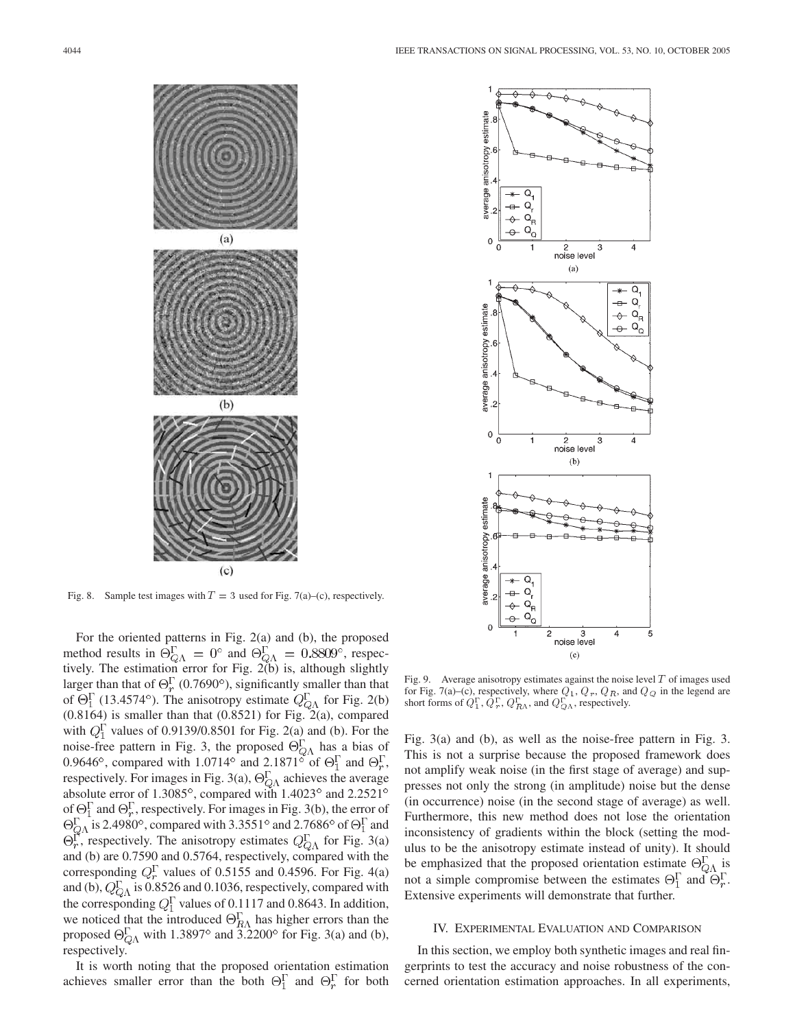(a)

(b)

(c)

Fig. 8. Sample test images with $T = 3$ used for Fig. 7(a)–(c), respectively.

For the oriented patterns in Fig. 2(a) and (b), the proposed method results in $\Theta^{\Gamma}_{Q\Lambda} = 0°$ and $\Theta^{\Gamma}_{Q\Lambda} = 0.8809°$, respectively. The estimation error for Fig. 2(b) is, although slightly larger than that of $\Theta^{\Gamma}_{r}$ (0.7690°), significantly smaller than that of $\Theta^{\Gamma}_{1}$ (13.4574°). The anisotropy estimate $Q^{\Gamma}_{Q\Lambda}$ for Fig. 2(b) (0.8164) is smaller than that (0.8521) for Fig. 2(a), compared with $Q^{\Gamma}_{1}$ values of 0.9139/0.8501 for Fig. 2(a) and (b). For the noise-free pattern in Fig. 3, the proposed $\Theta^{\Gamma}_{Q\Lambda}$ has a bias of 0.9646°, compared with 1.0714° and 2.1871° of $\Theta^{\Gamma}_{1}$ and $\Theta^{\Gamma}_{r}$, respectively. For images in Fig. 3(a), $\Theta^{\Gamma}_{Q\Lambda}$ achieves the average absolute error of 1.3085°, compared with 1.4023° and 2.2521° of $\Theta^{\Gamma}_{1}$ and $\Theta^{\Gamma}_{r}$, respectively. For images in Fig. 3(b), the error of $\Theta^{\Gamma}_{Q\Lambda}$ is 2.4980°, compared with 3.3551° and 2.7686° of $\Theta^{\Gamma}_{1}$ and $\Theta^{\Gamma}_{r}$, respectively. The anisotropy estimates $Q^{\Gamma}_{Q\Lambda}$ for Fig. 3(a) and (b) are 0.7590 and 0.5764, respectively, compared with the corresponding $Q^{\Gamma}_{r}$ values of 0.5155 and 0.4596. For Fig. 4(a) and (b), $Q^{\Gamma}_{Q\Lambda}$ is 0.8526 and 0.1036, respectively, compared with the corresponding $Q^{\Gamma}_{1}$ values of 0.1117 and 0.8643. In addition, we noticed that the introduced $\Theta^{\Gamma}_{R\Lambda}$ has higher errors than the proposed $\Theta^{\Gamma}_{Q\Lambda}$ with 1.3897° and 3.2200° for Fig. 3(a) and (b), respectively.

It is worth noting that the proposed orientation estimation achieves smaller error than the both $\Theta^{\Gamma}_{1}$ and $\Theta^{\Gamma}_{r}$ for both Fig. 3(a) and (b), as well as the noise-free pattern in Fig. 3. This is not a surprise because the proposed framework does not amplify weak noise (in the first stage of average) and suppresses not only the strong (in amplitude) noise but the dense (in occurrence) noise (in the second stage of average) as well. Furthermore, this new method does not lose the orientation inconsistency of gradients within the block (setting the modulus to be the anisotropy estimate instead of unity). It should be emphasized that the proposed orientation estimate $\Theta^{\Gamma}_{Q\Lambda}$ is not a simple compromise between the estimates $\Theta^{\Gamma}_{1}$ and $\Theta^{\Gamma}_{r}$. Extensive experiments will demonstrate that further.

Fig. 9. Average anisotropy estimates against the noise level $T$ of images used for Fig. 7(a)–(c), respectively, where $Q_1$, $Q_r$, $Q_R$, and $Q_Q$ in the legend are short forms of $Q^{\Gamma}_{1}$, $Q^{\Gamma}_{r}$, $Q^{\Gamma}_{R\Lambda}$, and $Q^{\Gamma}_{Q\Lambda}$, respectively.

## IV. Experimental Evaluation and Comparison

In this section, we employ both synthetic images and real fingerprints to test the accuracy and noise robustness of the concerned orientation estimation approaches. In all experiments,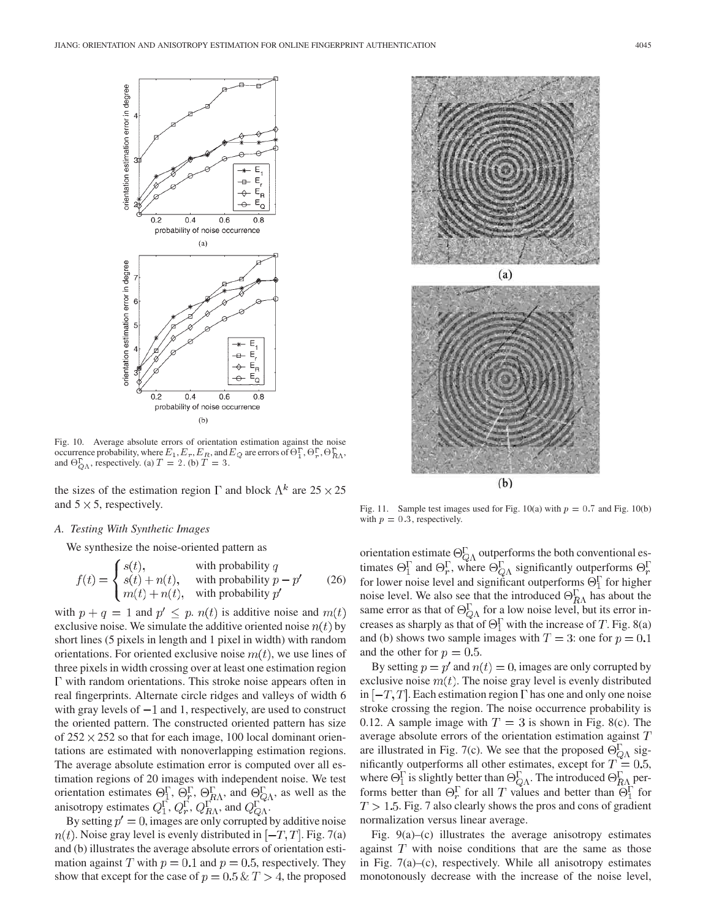Fig. 10. Average absolute errors of orientation estimation against the noise occurrence probability, where $E_1, E_r, E_R$, and $E_Q$ are errors of $\Theta_1^\Gamma, \Theta_r^\Gamma, \Theta_{R\Lambda}^\Gamma$, and $\Theta_{Q\Lambda}^\Gamma$, respectively. (a) $T = 2$. (b) $T = 3$.

Fig. 11. Sample test images used for Fig. 10(a) with $p = 0.7$ and Fig. 10(b) with $p = 0.3$, respectively.

the sizes of the estimation region $\Gamma$ and block $\Lambda^k$ are $25 \times 25$ and $5 \times 5$, respectively.

### A. Testing With Synthetic Images

We synthesize the noise-oriented pattern as

$$f(t) = \begin{cases} s(t), & \text{with probability } q \\ s(t) + n(t), & \text{with probability } p - p' \\ m(t) + n(t), & \text{with probability } p' \end{cases} \quad (26)$$

with $p + q = 1$ and $p' \leq p$. $n(t)$ is additive noise and $m(t)$ exclusive noise. We simulate the additive oriented noise $n(t)$ by short lines (5 pixels in length and 1 pixel in width) with random orientations. For oriented exclusive noise $m(t)$, we use lines of three pixels in width crossing over at least one estimation region $\Gamma$ with random orientations. This stroke noise appears often in real fingerprints. Alternate circle ridges and valleys of width 6 with gray levels of $-1$ and 1, respectively, are used to construct the oriented pattern. The constructed oriented pattern has size of $252 \times 252$ so that for each image, 100 local dominant orientations are estimated with nonoverlapping estimation regions. The average absolute estimation error is computed over all estimation regions of 20 images with independent noise. We test orientation estimates $\Theta_1^\Gamma$, $\Theta_r^\Gamma$, $\Theta_{R\Lambda}^\Gamma$, and $\Theta_{Q\Lambda}^\Gamma$, as well as the anisotropy estimates $Q_1^\Gamma$, $Q_r^\Gamma$, $Q_{R\Lambda}^\Gamma$, and $Q_{Q\Lambda}^\Gamma$.

By setting $p' = 0$, images are only corrupted by additive noise $n(t)$. Noise gray level is evenly distributed in $[-T, T]$. Fig. 7(a) and (b) illustrates the average absolute errors of orientation estimation against $T$ with $p = 0.1$ and $p = 0.5$, respectively. They show that except for the case of $p = 0.5$ & $T > 4$, the proposed orientation estimate $\Theta_{Q\Lambda}^\Gamma$ outperforms the both conventional estimates $\Theta_1^\Gamma$ and $\Theta_r^\Gamma$, where $\Theta_{Q\Lambda}^\Gamma$ significantly outperforms $\Theta_r^\Gamma$ for lower noise level and significant outperforms $\Theta_1^\Gamma$ for higher noise level. We also see that the introduced $\Theta_{R\Lambda}^\Gamma$ has about the same error as that of $\Theta_{Q\Lambda}^\Gamma$ for a low noise level, but its error increases as sharply as that of $\Theta_1^\Gamma$ with the increase of $T$. Fig. 8(a) and (b) shows two sample images with $T = 3$: one for $p = 0.1$ and the other for $p = 0.5$.

By setting $p = p'$ and $n(t) = 0$, images are only corrupted by exclusive noise $m(t)$. The noise gray level is evenly distributed in $[-T, T]$. Each estimation region $\Gamma$ has one and only one noise stroke crossing the region. The noise occurrence probability is 0.12. A sample image with $T = 3$ is shown in Fig. 8(c). The average absolute errors of the orientation estimation against $T$ are illustrated in Fig. 7(c). We see that the proposed $\Theta_{Q\Lambda}^\Gamma$ significantly outperforms all other estimates, except for $T = 0.5$, where $\Theta_1^\Gamma$ is slightly better than $\Theta_{Q\Lambda}^\Gamma$. The introduced $\Theta_{R\Lambda}^\Gamma$ performs better than $\Theta_r^\Gamma$ for all $T$ values and better than $\Theta_1^\Gamma$ for $T > 1.5$. Fig. 7 also clearly shows the pros and cons of gradient normalization versus linear average.

Fig. 9(a)–(c) illustrates the average anisotropy estimates against $T$ with noise conditions that are the same as those in Fig. 7(a)–(c), respectively. While all anisotropy estimates monotonously decrease with the increase of the noise level,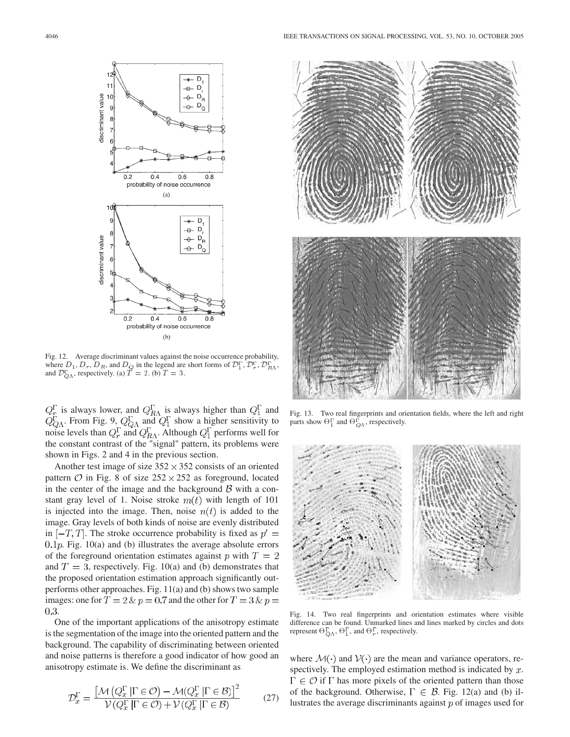Fig. 12. Average discriminant values against the noise occurrence probability, where $D_1$, $D_r$, $D_R$, and $D_Q$ in the legend are short forms of $\mathcal{D}_1^\Gamma$, $\mathcal{D}_r^\Gamma$, $\mathcal{D}_{R\Lambda}^\Gamma$, and $\mathcal{D}_{Q\Lambda}^\Gamma$, respectively. (a) $T = 2$. (b) $T = 3$.

$Q_r^\Gamma$ is always lower, and $Q_{R\Lambda}^\Gamma$ is always higher than $Q_1^\Gamma$ and $Q_{Q\Lambda}^\Gamma$. From Fig. 9, $Q_{Q\Lambda}^\Gamma$ and $Q_1^\Gamma$ show a higher sensitivity to noise levels than $Q_r^\Gamma$ and $Q_{R\Lambda}^\Gamma$. Although $Q_1^\Gamma$ performs well for the constant contrast of the "signal" pattern, its problems were shown in Figs. 2 and 4 in the previous section.

Another test image of size $352 \times 352$ consists of an oriented pattern $\mathcal{O}$ in Fig. 8 of size $252 \times 252$ as foreground, located in the center of the image and the background $\mathcal{B}$ with a constant gray level of 1. Noise stroke $m(t)$ with length of 101 is injected into the image. Then, noise $n(t)$ is added to the image. Gray levels of both kinds of noise are evenly distributed in $[-T, T]$. The stroke occurrence probability is fixed as $p' = 0.1p$. Fig. 10(a) and (b) illustrates the average absolute errors of the foreground orientation estimates against $p$ with $T = 2$ and $T = 3$, respectively. Fig. 10(a) and (b) demonstrates that the proposed orientation estimation approach significantly outperforms other approaches. Fig. 11(a) and (b) shows two sample images: one for $T = 2 \,\&\, p = 0.7$ and the other for $T = 3 \,\&\, p = 0.3$.

One of the important applications of the anisotropy estimate is the segmentation of the image into the oriented pattern and the background. The capability of discriminating between oriented and noise patterns is therefore a good indicator of how good an anisotropy estimate is. We define the discriminant as

$$\mathcal{D}_x^\Gamma = \frac{\left[\mathcal{M}\left(Q_x^\Gamma \,|\, \Gamma \in \mathcal{O}\right) - \mathcal{M}(Q_x^\Gamma \,|\, \Gamma \in \mathcal{B})\right]^2}{\mathcal{V}(Q_x^\Gamma \,|\, \Gamma \in \mathcal{O}) + \mathcal{V}(Q_x^\Gamma \,|\, \Gamma \in \mathcal{B})} \tag{27}$$

Fig. 13. Two real fingerprints and orientation fields, where the left and right parts show $\Theta_1^\Gamma$ and $\Theta_{Q\Lambda}^\Gamma$, respectively.

Fig. 14. Two real fingerprints and orientation estimates where visible difference can be found. Unmarked lines and lines marked by circles and dots represent $\Theta_{Q\Lambda}^\Gamma$, $\Theta_1^\Gamma$, and $\Theta_r^\Gamma$, respectively.

where $\mathcal{M}(\cdot)$ and $\mathcal{V}(\cdot)$ are the mean and variance operators, respectively. The employed estimation method is indicated by $x$. $\Gamma \in \mathcal{O}$ if $\Gamma$ has more pixels of the oriented pattern than those of the background. Otherwise, $\Gamma \in \mathcal{B}$. Fig. 12(a) and (b) illustrates the average discriminants against $p$ of images used for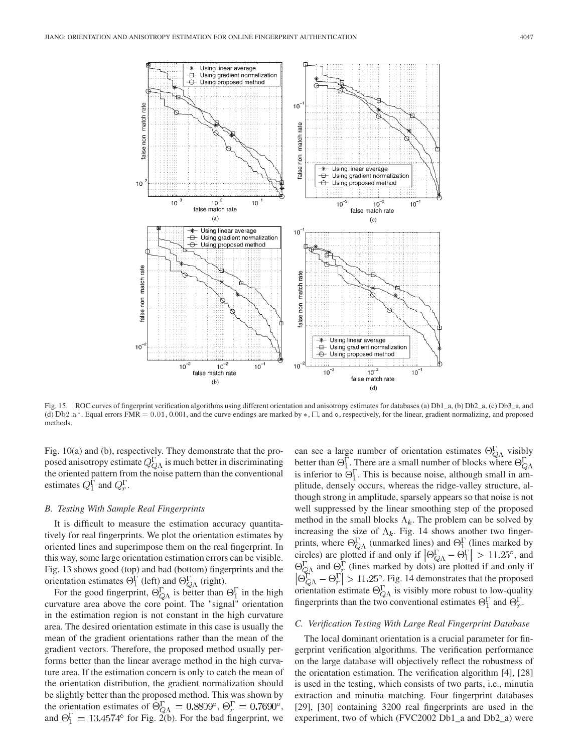Fig. 15. ROC curves of fingerprint verification algorithms using different orientation and anisotropy estimates for databases (a) Db1_a, (b) Db2_a, (c) Db3_a, and (d) Db2_a*. Equal errors FMR $= 0.01$, 0.001, and the curve endings are marked by $*$, $\square$, and $\circ$, respectively, for the linear, gradient normalizing, and proposed methods.

Fig. 10(a) and (b), respectively. They demonstrate that the proposed anisotropy estimate $Q_{Q\Lambda}^{\Gamma}$ is much better in discriminating the oriented pattern from the noise pattern than the conventional estimates $Q_1^{\Gamma}$ and $Q_r^{\Gamma}$.

### *B. Testing With Sample Real Fingerprints*

It is difficult to measure the estimation accuracy quantitatively for real fingerprints. We plot the orientation estimates by oriented lines and superimpose them on the real fingerprint. In this way, some large orientation estimation errors can be visible. Fig. 13 shows good (top) and bad (bottom) fingerprints and the orientation estimates $\Theta_1^{\Gamma}$ (left) and $\Theta_{Q\Lambda}^{\Gamma}$ (right).

For the good fingerprint, $\Theta_{Q\Lambda}^{\Gamma}$ is better than $\Theta_1^{\Gamma}$ in the high curvature area above the core point. The "signal" orientation in the estimation region is not constant in the high curvature area. The desired orientation estimate in this case is usually the mean of the gradient orientations rather than the mean of the gradient vectors. Therefore, the proposed method usually performs better than the linear average method in the high curvature area. If the estimation concern is only to catch the mean of the orientation distribution, the gradient normalization should be slightly better than the proposed method. This was shown by the orientation estimates of $\Theta_{Q\Lambda}^{\Gamma} = 0.8809°$, $\Theta_r^{\Gamma} = 0.7690°$, and $\Theta_1^{\Gamma} = 13.4574°$ for Fig. 2(b). For the bad fingerprint, we can see a large number of orientation estimates $\Theta_{Q\Lambda}^{\Gamma}$ visibly better than $\Theta_1^{\Gamma}$. There are a small number of blocks where $\Theta_{Q\Lambda}^{\Gamma}$ is inferior to $\Theta_1^{\Gamma}$. This is because noise, although small in amplitude, densely occurs, whereas the ridge-valley structure, although strong in amplitude, sparsely appears so that noise is not well suppressed by the linear smoothing step of the proposed method in the small blocks $\Lambda_k$. The problem can be solved by increasing the size of $\Lambda_k$. Fig. 14 shows another two fingerprints, where $\Theta_{Q\Lambda}^{\Gamma}$ (unmarked lines) and $\Theta_1^{\Gamma}$ (lines marked by circles) are plotted if and only if $\left|\Theta_{Q\Lambda}^{\Gamma} - \Theta_1^{\Gamma}\right| > 11.25°$, and $\Theta_{Q\Lambda}^{\Gamma}$ and $\Theta_r^{\Gamma}$ (lines marked by dots) are plotted if and only if $\left|\Theta_{Q\Lambda}^{\Gamma} - \Theta_r^{\Gamma}\right| > 11.25°$. Fig. 14 demonstrates that the proposed orientation estimate $\Theta_{Q\Lambda}^{\Gamma}$ is visibly more robust to low-quality fingerprints than the two conventional estimates $\Theta_1^{\Gamma}$ and $\Theta_r^{\Gamma}$.

### *C. Verification Testing With Large Real Fingerprint Database*

The local dominant orientation is a crucial parameter for fingerprint verification algorithms. The verification performance on the large database will objectively reflect the robustness of the orientation estimation. The verification algorithm [4], [28] is used in the testing, which consists of two parts, i.e., minutia extraction and minutia matching. Four fingerprint databases [29], [30] containing 3200 real fingerprints are used in the experiment, two of which (FVC2002 Db1_a and Db2_a) were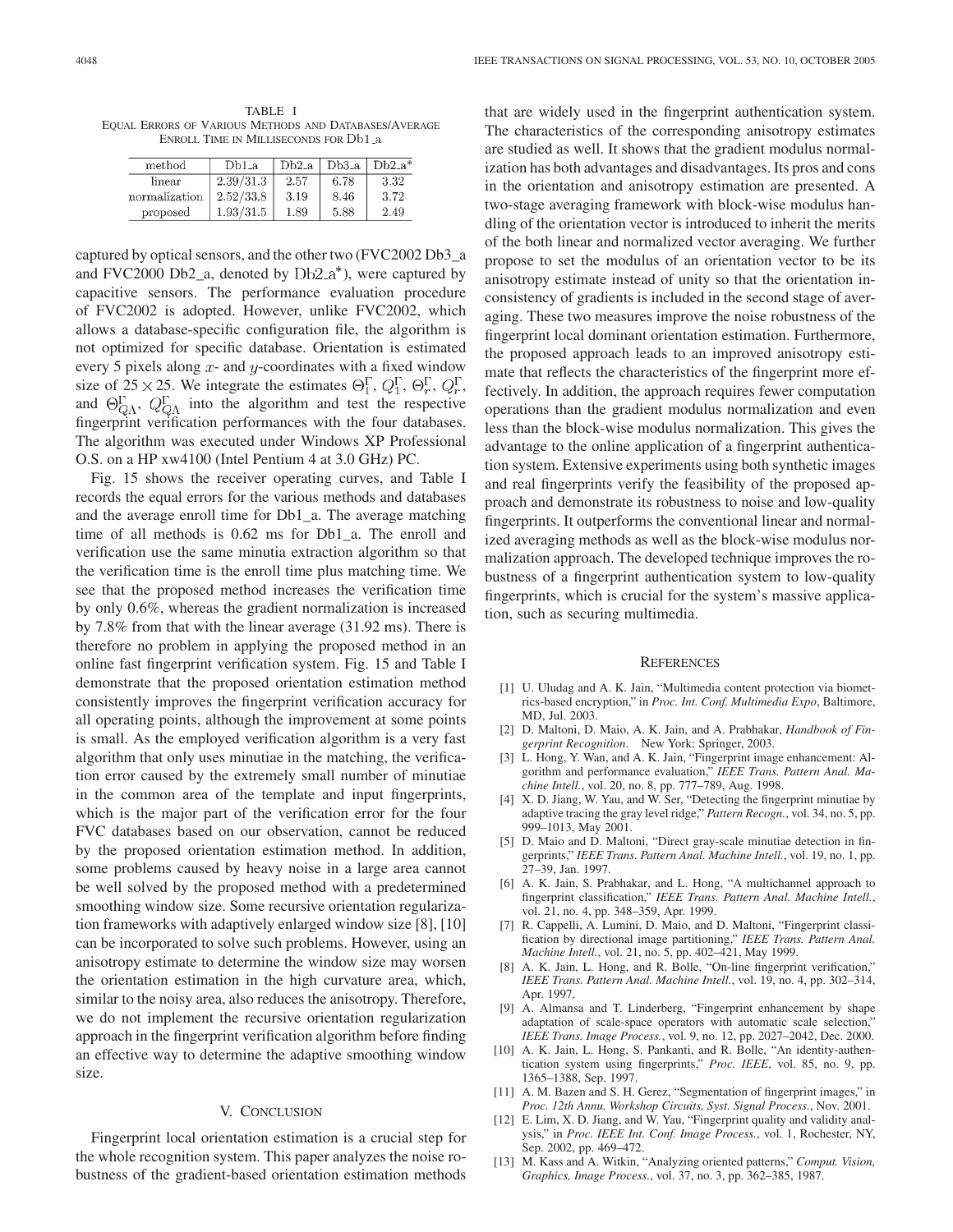TABLE I
EQUAL ERRORS OF VARIOUS METHODS AND DATABASES/AVERAGE ENROLL TIME IN MILLISECONDS FOR Db1_a

| method | Db1_a | Db2_a | Db3_a | Db2_a* |
|---|---|---|---|---|
| linear | 2.39/31.3 | 2.57 | 6.78 | 3.32 |
| normalization | 2.52/33.8 | 3.19 | 8.46 | 3.72 |
| proposed | 1.93/31.5 | 1.89 | 5.88 | 2.49 |

captured by optical sensors, and the other two (FVC2002 Db3_a and FVC2000 Db2_a, denoted by Db2_a*), were captured by capacitive sensors. The performance evaluation procedure of FVC2002 is adopted. However, unlike FVC2002, which allows a database-specific configuration file, the algorithm is not optimized for specific database. Orientation is estimated every 5 pixels along $x$- and $y$-coordinates with a fixed window size of $25 \times 25$. We integrate the estimates $\Theta_1^\Gamma$, $Q_1^\Gamma$, $\Theta_r^\Gamma$, $Q_r^\Gamma$, and $\Theta_{Q\Lambda}^\Gamma$, $Q_{Q\Lambda}^\Gamma$ into the algorithm and test the respective fingerprint verification performances with the four databases. The algorithm was executed under Windows XP Professional O.S. on a HP xw4100 (Intel Pentium 4 at 3.0 GHz) PC.

Fig. 15 shows the receiver operating curves, and Table I records the equal errors for the various methods and databases and the average enroll time for Db1_a. The average matching time of all methods is 0.62 ms for Db1_a. The enroll and verification use the same minutia extraction algorithm so that the verification time is the enroll time plus matching time. We see that the proposed method increases the verification time by only 0.6%, whereas the gradient normalization is increased by 7.8% from that with the linear average (31.92 ms). There is therefore no problem in applying the proposed method in an online fast fingerprint verification system. Fig. 15 and Table I demonstrate that the proposed orientation estimation method consistently improves the fingerprint verification accuracy for all operating points, although the improvement at some points is small. As the employed verification algorithm is a very fast algorithm that only uses minutiae in the matching, the verification error caused by the extremely small number of minutiae in the common area of the template and input fingerprints, which is the major part of the verification error for the four FVC databases based on our observation, cannot be reduced by the proposed orientation estimation method. In addition, some problems caused by heavy noise in a large area cannot be well solved by the proposed method with a predetermined smoothing window size. Some recursive orientation regularization frameworks with adaptively enlarged window size [8], [10] can be incorporated to solve such problems. However, using an anisotropy estimate to determine the window size may worsen the orientation estimation in the high curvature area, which, similar to the noisy area, also reduces the anisotropy. Therefore, we do not implement the recursive orientation regularization approach in the fingerprint verification algorithm before finding an effective way to determine the adaptive smoothing window size.

## V. CONCLUSION

Fingerprint local orientation estimation is a crucial step for the whole recognition system. This paper analyzes the noise robustness of the gradient-based orientation estimation methods that are widely used in the fingerprint authentication system. The characteristics of the corresponding anisotropy estimates are studied as well. It shows that the gradient modulus normalization has both advantages and disadvantages. Its pros and cons in the orientation and anisotropy estimation are presented. A two-stage averaging framework with block-wise modulus handling of the orientation vector is introduced to inherit the merits of the both linear and normalized vector averaging. We further propose to set the modulus of an orientation vector to be its anisotropy estimate instead of unity so that the orientation inconsistency of gradients is included in the second stage of averaging. These two measures improve the noise robustness of the fingerprint local dominant orientation estimation. Furthermore, the proposed approach leads to an improved anisotropy estimate that reflects the characteristics of the fingerprint more effectively. In addition, the approach requires fewer computation operations than the gradient modulus normalization and even less than the block-wise modulus normalization. This gives the advantage to the online application of a fingerprint authentication system. Extensive experiments using both synthetic images and real fingerprints verify the feasibility of the proposed approach and demonstrate its robustness to noise and low-quality fingerprints. It outperforms the conventional linear and normalized averaging methods as well as the block-wise modulus normalization approach. The developed technique improves the robustness of a fingerprint authentication system to low-quality fingerprints, which is crucial for the system's massive application, such as securing multimedia.

## REFERENCES

[1] U. Uludag and A. K. Jain, "Multimedia content protection via biometrics-based encryption," in *Proc. Int. Conf. Multimedia Expo*, Baltimore, MD, Jul. 2003.

[2] D. Maltoni, D. Maio, A. K. Jain, and A. Prabhakar, *Handbook of Fingerprint Recognition*. New York: Springer, 2003.

[3] L. Hong, Y. Wan, and A. K. Jain, "Fingerprint image enhancement: Algorithm and performance evaluation," *IEEE Trans. Pattern Anal. Machine Intell.*, vol. 20, no. 8, pp. 777–789, Aug. 1998.

[4] X. D. Jiang, W. Yau, and W. Ser, "Detecting the fingerprint minutiae by adaptive tracing the gray level ridge," *Pattern Recogn.*, vol. 34, no. 5, pp. 999–1013, May 2001.

[5] D. Maio and D. Maltoni, "Direct gray-scale minutiae detection in fingerprints," *IEEE Trans. Pattern Anal. Machine Intell.*, vol. 19, no. 1, pp. 27–39, Jan. 1997.

[6] A. K. Jain, S. Prabhakar, and L. Hong, "A multichannel approach to fingerprint classification," *IEEE Trans. Pattern Anal. Machine Intell.*, vol. 21, no. 4, pp. 348–359, Apr. 1999.

[7] R. Cappelli, A. Lumini, D. Maio, and D. Maltoni, "Fingerprint classification by directional image partitioning," *IEEE Trans. Pattern Anal. Machine Intell.*, vol. 21, no. 5, pp. 402–421, May 1999.

[8] A. K. Jain, L. Hong, and R. Bolle, "On-line fingerprint verification," *IEEE Trans. Pattern Anal. Machine Intell.*, vol. 19, no. 4, pp. 302–314, Apr. 1997.

[9] A. Almansa and T. Linderberg, "Fingerprint enhancement by shape adaptation of scale-space operators with automatic scale selection," *IEEE Trans. Image Process.*, vol. 9, no. 12, pp. 2027–2042, Dec. 2000.

[10] A. K. Jain, L. Hong, S. Pankanti, and R. Bolle, "An identity-authentication system using fingerprints," *Proc. IEEE*, vol. 85, no. 9, pp. 1365–1388, Sep. 1997.

[11] A. M. Bazen and S. H. Gerez, "Segmentation of fingerprint images," in *Proc. 12th Annu. Workshop Circuits, Syst. Signal Process.*, Nov. 2001.

[12] E. Lim, X. D. Jiang, and W. Yau, "Fingerprint quality and validity analysis," in *Proc. IEEE Int. Conf. Image Process.*, vol. 1, Rochester, NY, Sep. 2002, pp. 469–472.

[13] M. Kass and A. Witkin, "Analyzing oriented patterns," *Comput. Vision, Graphics, Image Process.*, vol. 37, no. 3, pp. 362–385, 1987.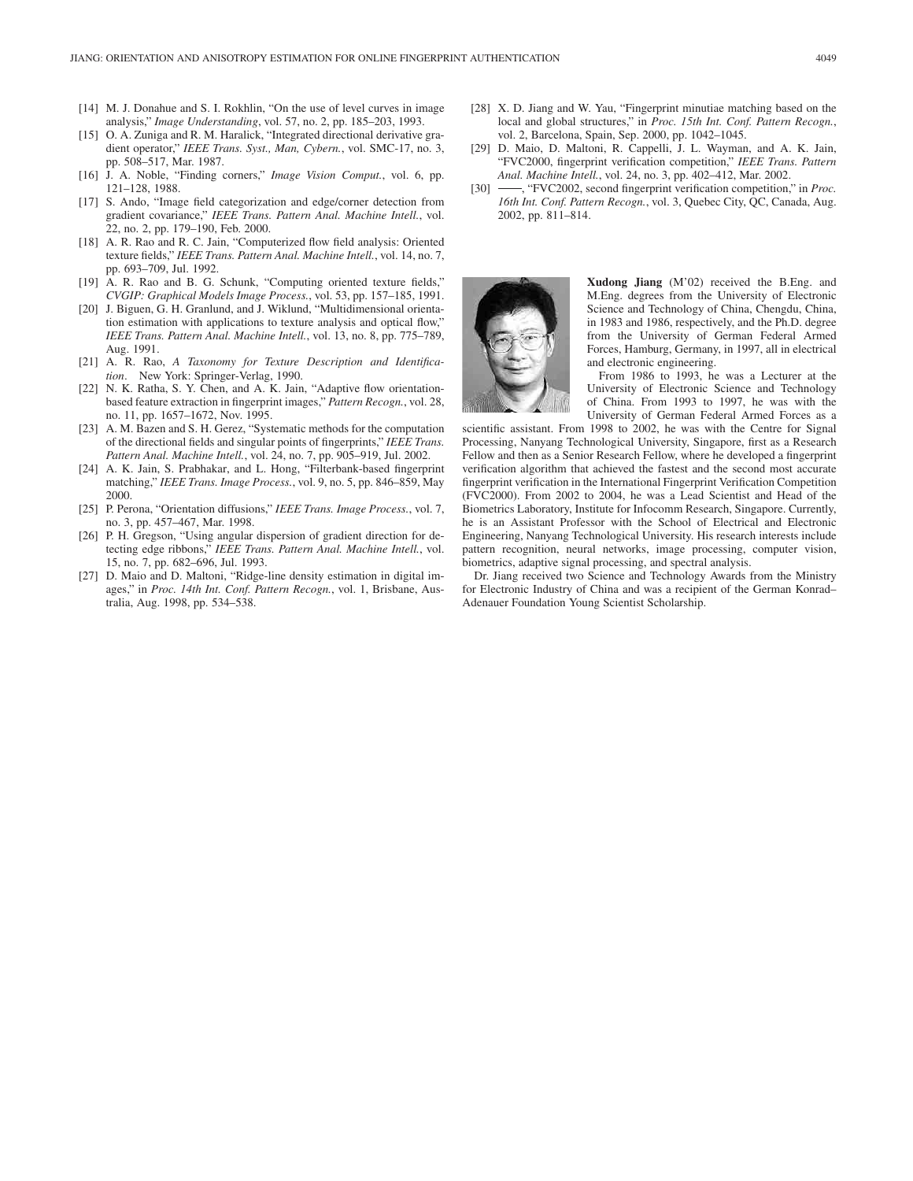[14] M. J. Donahue and S. I. Rokhlin, "On the use of level curves in image analysis," *Image Understanding*, vol. 57, no. 2, pp. 185–203, 1993.

[15] O. A. Zuniga and R. M. Haralick, "Integrated directional derivative gradient operator," *IEEE Trans. Syst., Man, Cybern.*, vol. SMC-17, no. 3, pp. 508–517, Mar. 1987.

[16] J. A. Noble, "Finding corners," *Image Vision Comput.*, vol. 6, pp. 121–128, 1988.

[17] S. Ando, "Image field categorization and edge/corner detection from gradient covariance," *IEEE Trans. Pattern Anal. Machine Intell.*, vol. 22, no. 2, pp. 179–190, Feb. 2000.

[18] A. R. Rao and R. C. Jain, "Computerized flow field analysis: Oriented texture fields," *IEEE Trans. Pattern Anal. Machine Intell.*, vol. 14, no. 7, pp. 693–709, Jul. 1992.

[19] A. R. Rao and B. G. Schunk, "Computing oriented texture fields," *CVGIP: Graphical Models Image Process.*, vol. 53, pp. 157–185, 1991.

[20] J. Biguen, G. H. Granlund, and J. Wiklund, "Multidimensional orientation estimation with applications to texture analysis and optical flow," *IEEE Trans. Pattern Anal. Machine Intell.*, vol. 13, no. 8, pp. 775–789, Aug. 1991.

[21] A. R. Rao, *A Taxonomy for Texture Description and Identification*. New York: Springer-Verlag, 1990.

[22] N. K. Ratha, S. Y. Chen, and A. K. Jain, "Adaptive flow orientation-based feature extraction in fingerprint images," *Pattern Recogn.*, vol. 28, no. 11, pp. 1657–1672, Nov. 1995.

[23] A. M. Bazen and S. H. Gerez, "Systematic methods for the computation of the directional fields and singular points of fingerprints," *IEEE Trans. Pattern Anal. Machine Intell.*, vol. 24, no. 7, pp. 905–919, Jul. 2002.

[24] A. K. Jain, S. Prabhakar, and L. Hong, "Filterbank-based fingerprint matching," *IEEE Trans. Image Process.*, vol. 9, no. 5, pp. 846–859, May 2000.

[25] P. Perona, "Orientation diffusions," *IEEE Trans. Image Process.*, vol. 7, no. 3, pp. 457–467, Mar. 1998.

[26] P. H. Gregson, "Using angular dispersion of gradient direction for detecting edge ribbons," *IEEE Trans. Pattern Anal. Machine Intell.*, vol. 15, no. 7, pp. 682–696, Jul. 1993.

[27] D. Maio and D. Maltoni, "Ridge-line density estimation in digital images," in *Proc. 14th Int. Conf. Pattern Recogn.*, vol. 1, Brisbane, Australia, Aug. 1998, pp. 534–538.

[28] X. D. Jiang and W. Yau, "Fingerprint minutiae matching based on the local and global structures," in *Proc. 15th Int. Conf. Pattern Recogn.*, vol. 2, Barcelona, Spain, Sep. 2000, pp. 1042–1045.

[29] D. Maio, D. Maltoni, R. Cappelli, J. L. Wayman, and A. K. Jain, "FVC2000, fingerprint verification competition," *IEEE Trans. Pattern Anal. Machine Intell.*, vol. 24, no. 3, pp. 402–412, Mar. 2002.

[30] ——, "FVC2002, second fingerprint verification competition," in *Proc. 16th Int. Conf. Pattern Recogn.*, vol. 3, Quebec City, QC, Canada, Aug. 2002, pp. 811–814.

**Xudong Jiang** (M'02) received the B.Eng. and M.Eng. degrees from the University of Electronic Science and Technology of China, Chengdu, China, in 1983 and 1986, respectively, and the Ph.D. degree from the University of German Federal Armed Forces, Hamburg, Germany, in 1997, all in electrical and electronic engineering.

From 1986 to 1993, he was a Lecturer at the University of Electronic Science and Technology of China. From 1993 to 1997, he was with the University of German Federal Armed Forces as a scientific assistant. From 1998 to 2002, he was with the Centre for Signal Processing, Nanyang Technological University, Singapore, first as a Research Fellow and then as a Senior Research Fellow, where he developed a fingerprint verification algorithm that achieved the fastest and the second most accurate fingerprint verification in the International Fingerprint Verification Competition (FVC2000). From 2002 to 2004, he was a Lead Scientist and Head of the Biometrics Laboratory, Institute for Infocomm Research, Singapore. Currently, he is an Assistant Professor with the School of Electrical and Electronic Engineering, Nanyang Technological University. His research interests include pattern recognition, neural networks, image processing, computer vision, biometrics, adaptive signal processing, and spectral analysis.

Dr. Jiang received two Science and Technology Awards from the Ministry for Electronic Industry of China and was a recipient of the German Konrad–Adenauer Foundation Young Scientist Scholarship.